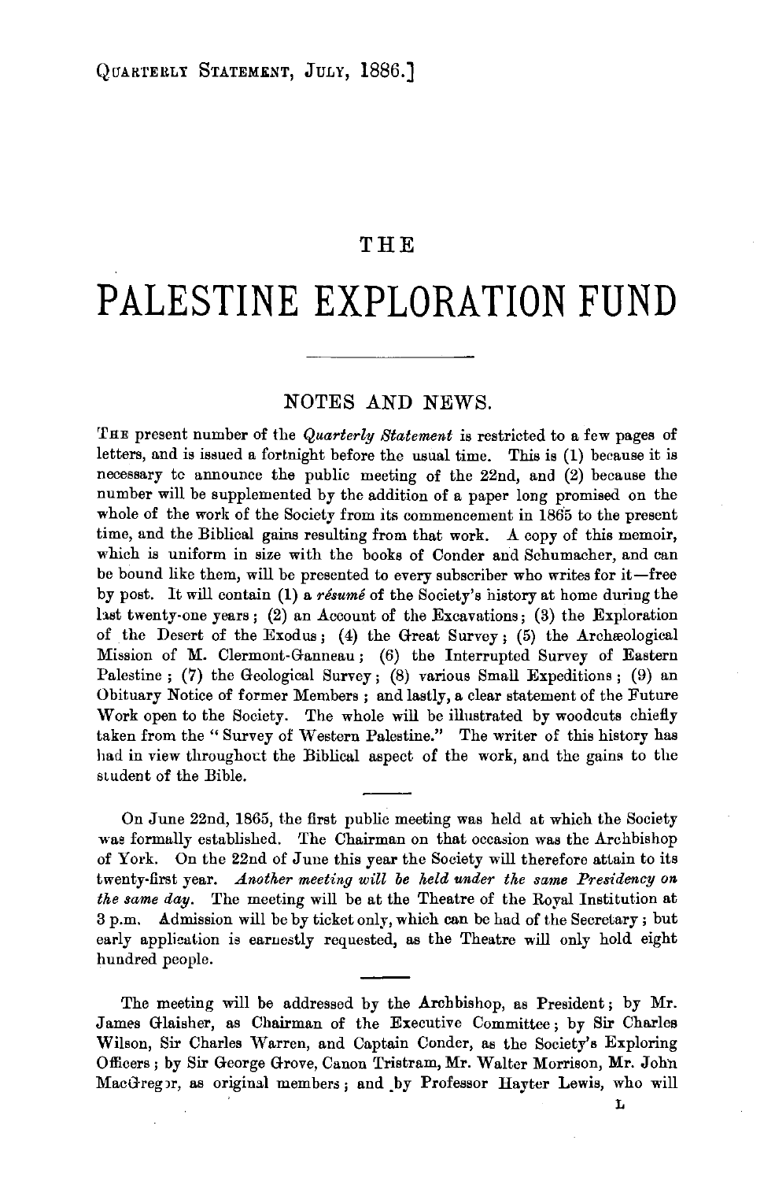# THE

# PALESTINE EXPLORATION FUND

## NOTES AND NEWS.

THE present number of the *Quarterly Statement* is restricted to a few pages of letters, and is issued a fortnight before the usual time. This is (1) because it is necessary to announce the public meeting of the 22nd, and (2) because the number will be supplemented by the addition of a paper long promised on the whole of the work of the Society from its commencement in 1865 to the present time, and the Biblical gains resulting from that work. A copy of this memoir, which is uniform in size with the books of Conder and Schumacher, and can be bound like them, will be presented to every subscriber who writes for it—free by post. It will contain (1) a *résumé* of the Society's history at home during the last twenty-one years; (2) an Account of the Excavations; (3) the Exploration of the Desert of the Exodus; (4) the Great Survey; (5) the Archæological Mission of M. Clermont-Ganneau; (6) the Interrupted Survey of Eastern Palestine; (7) the Geological Survey; (8) various Small Expeditions; (9) an Obituary Notice of former Members; and lastly, a clear statement of the Future Work open to the Society. The whole will be illustrated by woodcuts chiefly taken from the "Survey of Western Palestine." The writer of this history has had in view throughout the Biblical aspect of the work, and the gains to the student of the Bible.

---

On June 22nd, 1865, the first public meeting was held at which the Society was formally established. The Chairman on that occasion was the Archbishop of York. On the 22nd of June this year the Society will therefore attain to its twenty-first year. *Another meeting will be held under the same Presidency on the same day.* The meeting will be at the Theatre of the Royal Institution at 3 p.m. Admission will be by ticket only, which can be had of the Secretary; but early application is earnestly requested, as the Theatre will only hold eight hundred people.

---

The meeting will be addressed by the Archbishop, as President; by Mr. James Glaisher, as Chairman of the Executive Committee; by Sir Charles Wilson, Sir Charles Warren, and Captain Conder, as the Society's Exploring Officers; by Sir George Grove, Canon Tristram, Mr. Walter Morrison, Mr. John MacGregor, as original members; and by Professor Hayter Lewis, who will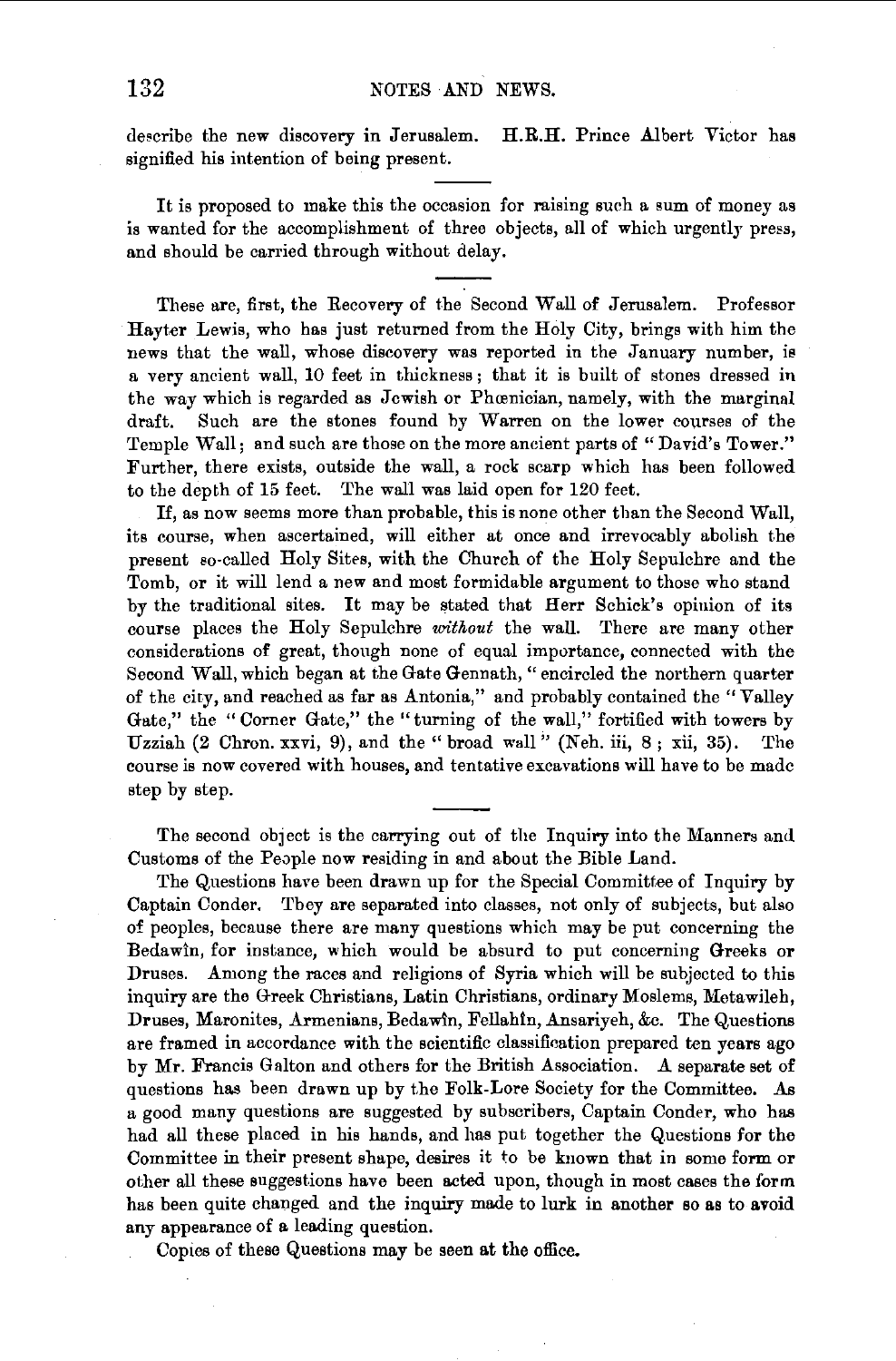describe the new discovery in Jerusalem. H.R.H. Prince Albert Victor has signified his intention of being present.

---

It is proposed to make this the occasion for raising such a sum of money as is wanted for the accomplishment of three objects, all of which urgently press, and should be carried through without delay.

---

These are, first, the Recovery of the Second Wall of Jerusalem. Professor Hayter Lewis, who has just returned from the Holy City, brings with him the news that the wall, whose discovery was reported in the January number, is a very ancient wall, 10 feet in thickness; that it is built of stones dressed in the way which is regarded as Jewish or Phœnician, namely, with the marginal draft. Such are the stones found by Warren on the lower courses of the Temple Wall; and such are those on the more ancient parts of "David's Tower." Further, there exists, outside the wall, a rock scarp which has been followed to the depth of 15 feet. The wall was laid open for 120 feet.

If, as now seems more than probable, this is none other than the Second Wall, its course, when ascertained, will either at once and irrevocably abolish the present so-called Holy Sites, with the Church of the Holy Sepulchre and the Tomb, or it will lend a new and most formidable argument to those who stand by the traditional sites. It may be stated that Herr Schick's opinion of its course places the Holy Sepulchre *without* the wall. There are many other considerations of great, though none of equal importance, connected with the Second Wall, which began at the Gate Gennath, "encircled the northern quarter of the city, and reached as far as Antonia," and probably contained the "Valley Gate," the "Corner Gate," the "turning of the wall," fortified with towers by Uzziah (2 Chron. xxvi, 9), and the "broad wall" (Neh. iii, 8; xii, 35). The course is now covered with houses, and tentative excavations will have to be made step by step.

---

The second object is the carrying out of the Inquiry into the Manners and Customs of the People now residing in and about the Bible Land.

The Questions have been drawn up for the Special Committee of Inquiry by Captain Conder. They are separated into classes, not only of subjects, but also of peoples, because there are many questions which may be put concerning the Bedawîn, for instance, which would be absurd to put concerning Greeks or Druses. Among the races and religions of Syria which will be subjected to this inquiry are the Greek Christians, Latin Christians, ordinary Moslems, Metawileh, Druses, Maronites, Armenians, Bedawîn, Fellahîn, Ansariyeh, &c. The Questions are framed in accordance with the scientific classification prepared ten years ago by Mr. Francis Galton and others for the British Association. A separate set of questions has been drawn up by the Folk-Lore Society for the Committee. As a good many questions are suggested by subscribers, Captain Conder, who has had all these placed in his hands, and has put together the Questions for the Committee in their present shape, desires it to be known that in some form or other all these suggestions have been acted upon, though in most cases the form has been quite changed and the inquiry made to lurk in another so as to avoid any appearance of a leading question.

Copies of these Questions may be seen at the office.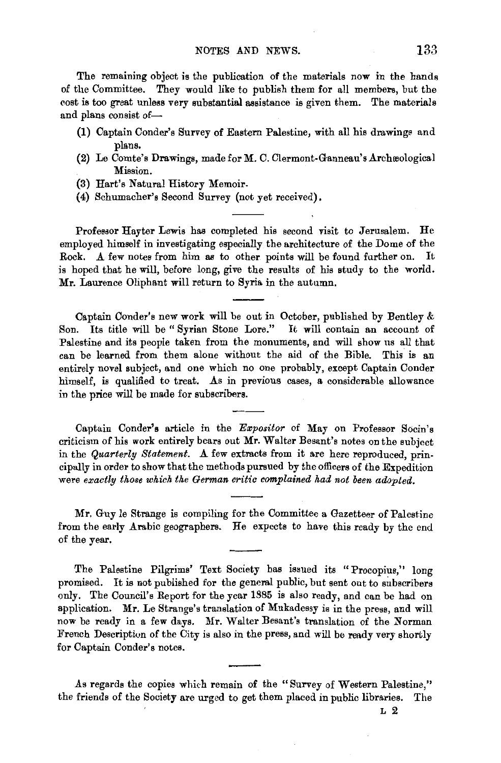The remaining object is the publication of the materials now in the hands of the Committee. They would like to publish them for all members, but the cost is too great unless very substantial assistance is given them. The materials and plans consist of—

(1) Captain Conder's Survey of Eastern Palestine, with all his drawings and plans.
(2) Le Comte's Drawings, made for M. C. Clermont-Ganneau's Archæological Mission.
(3) Hart's Natural History Memoir.
(4) Schumacher's Second Survey (not yet received).

---

Professor Hayter Lewis has completed his second visit to Jerusalem. He employed himself in investigating especially the architecture of the Dome of the Rock. A few notes from him as to other points will be found further on. It is hoped that he will, before long, give the results of his study to the world. Mr. Laurence Oliphant will return to Syria in the autumn.

---

Captain Conder's new work will be out in October, published by Bentley & Son. Its title will be "Syrian Stone Lore." It will contain an account of Palestine and its people taken from the monuments, and will show us all that can be learned from them alone without the aid of the Bible. This is an entirely novel subject, and one which no one probably, except Captain Conder himself, is qualified to treat. As in previous cases, a considerable allowance in the price will be made for subscribers.

---

Captain Conder's article in the *Expositor* of May on Professor Socin's criticism of his work entirely bears out Mr. Walter Besant's notes on the subject in the *Quarterly Statement*. A few extracts from it are here reproduced, principally in order to show that the methods pursued by the officers of the Expedition were *exactly those which the German critic complained had not been adopted.*

---

Mr. Guy le Strange is compiling for the Committee a Gazetteer of Palestine from the early Arabic geographers. He expects to have this ready by the end of the year.

---

The Palestine Pilgrims' Text Society has issued its "Procopius," long promised. It is not published for the general public, but sent out to subscribers only. The Council's Report for the year 1885 is also ready, and can be had on application. Mr. Le Strange's translation of Mukadessy is in the press, and will now be ready in a few days. Mr. Walter Besant's translation of the Norman French Description of the City is also in the press, and will be ready very shortly for Captain Conder's notes.

---

As regards the copies which remain of the "Survey of Western Palestine," the friends of the Society are urged to get them placed in public libraries. The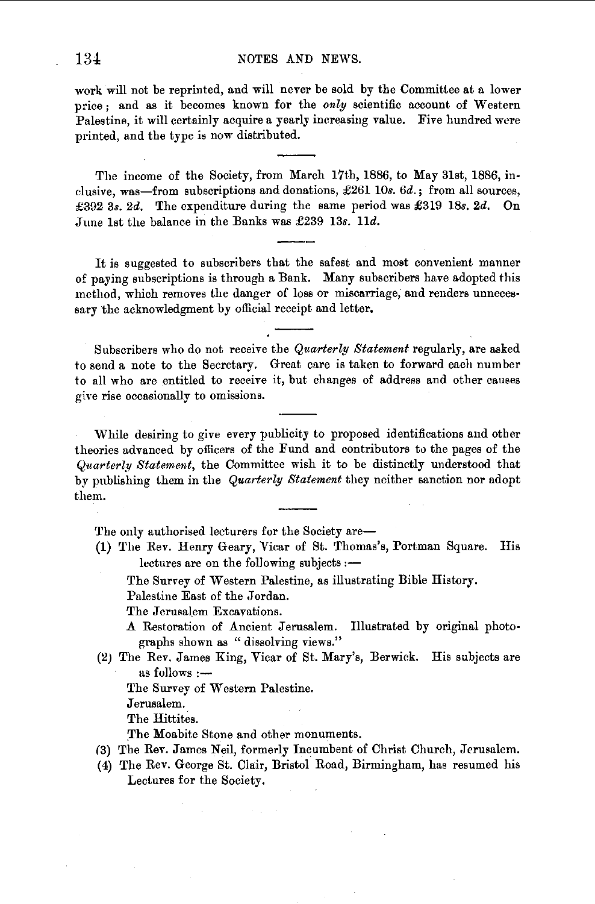work will not be reprinted, and will never be sold by the Committee at a lower price; and as it becomes known for the *only* scientific account of Western Palestine, it will certainly acquire a yearly increasing value. Five hundred were printed, and the type is now distributed.

---

The income of the Society, from March 17th, 1886, to May 31st, 1886, inclusive, was—from subscriptions and donations, £261 10*s.* 6*d.*; from all sources, £392 3*s.* 2*d.* The expenditure during the same period was £319 18*s.* 2*d.* On June 1st the balance in the Banks was £239 13*s.* 11*d.*

---

It is suggested to subscribers that the safest and most convenient manner of paying subscriptions is through a Bank. Many subscribers have adopted this method, which removes the danger of loss or miscarriage, and renders unnecessary the acknowledgment by official receipt and letter.

---

Subscribers who do not receive the *Quarterly Statement* regularly, are asked to send a note to the Secretary. Great care is taken to forward each number to all who are entitled to receive it, but changes of address and other causes give rise occasionally to omissions.

---

While desiring to give every publicity to proposed identifications and other theories advanced by officers of the Fund and contributors to the pages of the *Quarterly Statement*, the Committee wish it to be distinctly understood that by publishing them in the *Quarterly Statement* they neither sanction nor adopt them.

---

The only authorised lecturers for the Society are—

(1) The Rev. Henry Geary, Vicar of St. Thomas's, Portman Square. His lectures are on the following subjects:—

    The Survey of Western Palestine, as illustrating Bible History.
    Palestine East of the Jordan.
    The Jerusalem Excavations.
    A Restoration of Ancient Jerusalem. Illustrated by original photographs shown as "dissolving views."

(2) The Rev. James King, Vicar of St. Mary's, Berwick. His subjects are as follows:—

    The Survey of Western Palestine.
    Jerusalem.
    The Hittites.
    The Moabite Stone and other monuments.

(3) The Rev. James Neil, formerly Incumbent of Christ Church, Jerusalem.

(4) The Rev. George St. Clair, Bristol Road, Birmingham, has resumed his Lectures for the Society.